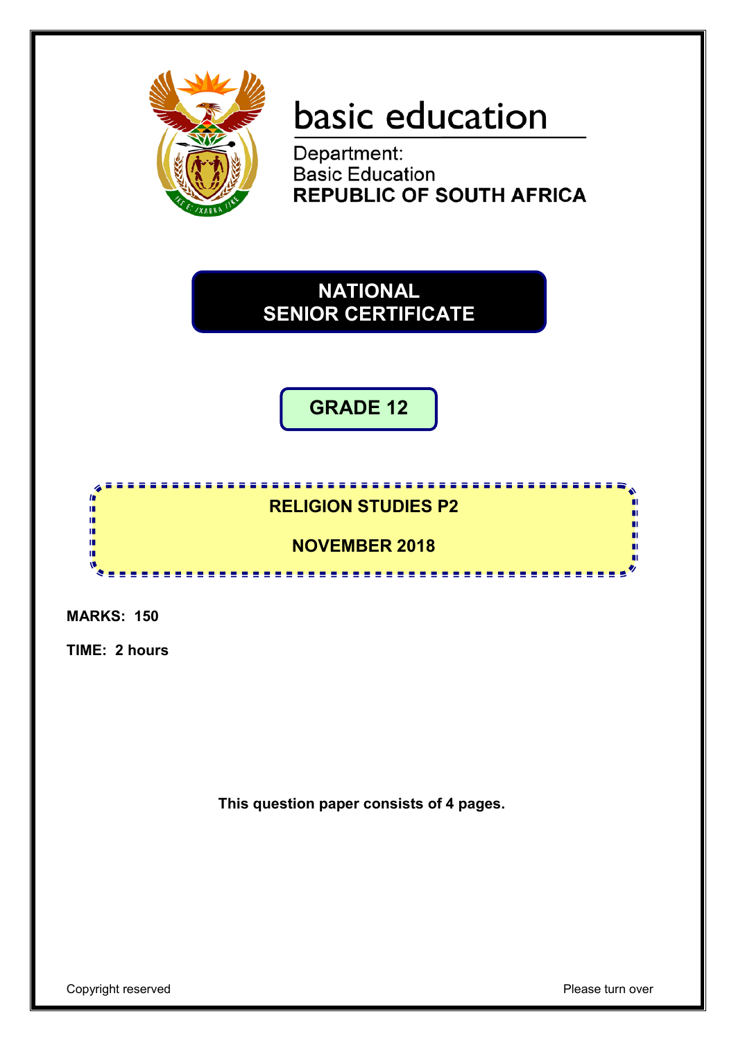basic education

Department:
Basic Education
**REPUBLIC OF SOUTH AFRICA**

# NATIONAL SENIOR CERTIFICATE

## GRADE 12

## RELIGION STUDIES P2

## NOVEMBER 2018

**MARKS: 150**

**TIME: 2 hours**

**This question paper consists of 4 pages.**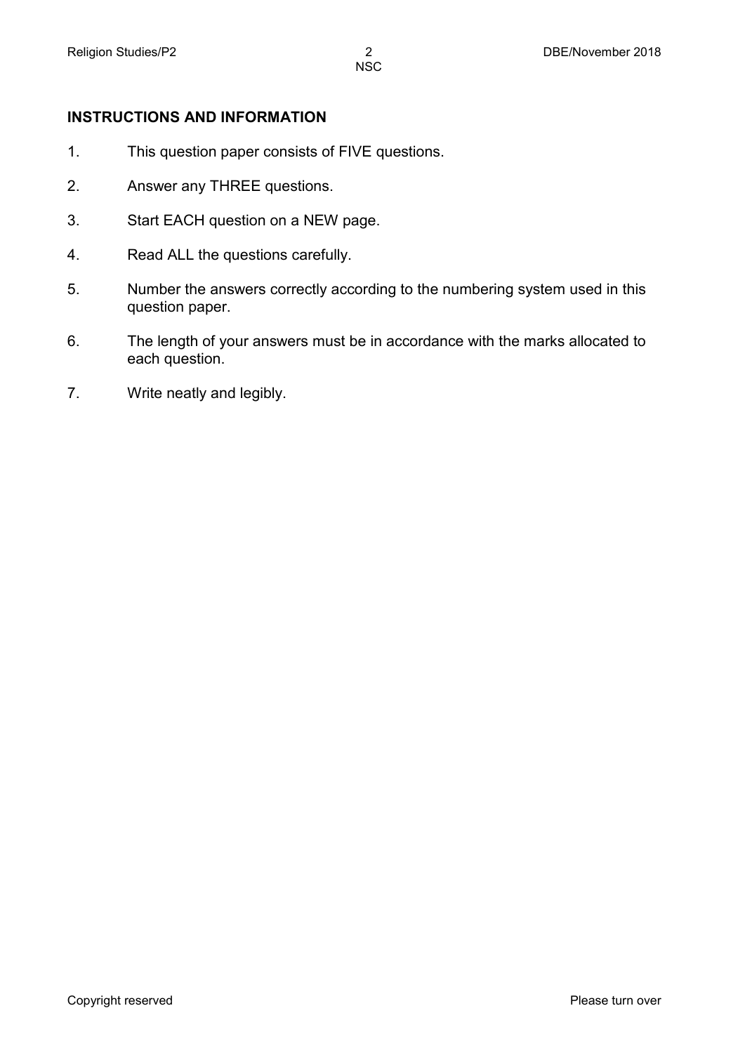## INSTRUCTIONS AND INFORMATION

1. This question paper consists of FIVE questions.
2. Answer any THREE questions.
3. Start EACH question on a NEW page.
4. Read ALL the questions carefully.
5. Number the answers correctly according to the numbering system used in this question paper.
6. The length of your answers must be in accordance with the marks allocated to each question.
7. Write neatly and legibly.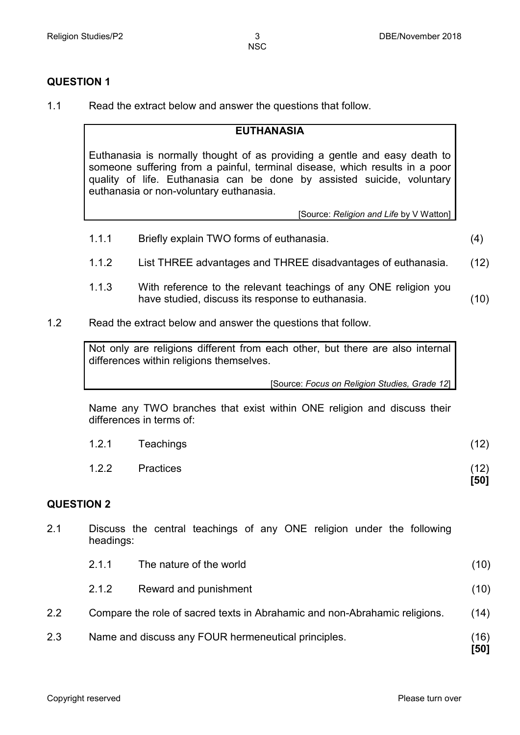## QUESTION 1

1.1 Read the extract below and answer the questions that follow.

> **EUTHANASIA**
>
> Euthanasia is normally thought of as providing a gentle and easy death to someone suffering from a painful, terminal disease, which results in a poor quality of life. Euthanasia can be done by assisted suicide, voluntary euthanasia or non-voluntary euthanasia.
>
> [Source: *Religion and Life* by V Watton]

1.1.1 Briefly explain TWO forms of euthanasia. (4)

1.1.2 List THREE advantages and THREE disadvantages of euthanasia. (12)

1.1.3 With reference to the relevant teachings of any ONE religion you have studied, discuss its response to euthanasia. (10)

1.2 Read the extract below and answer the questions that follow.

> Not only are religions different from each other, but there are also internal differences within religions themselves.
>
> [Source: *Focus on Religion Studies, Grade 12*]

Name any TWO branches that exist within ONE religion and discuss their differences in terms of:

1.2.1 Teachings (12)

1.2.2 Practices (12)
**[50]**

## QUESTION 2

2.1 Discuss the central teachings of any ONE religion under the following headings:

2.1.1 The nature of the world (10)

2.1.2 Reward and punishment (10)

2.2 Compare the role of sacred texts in Abrahamic and non-Abrahamic religions. (14)

2.3 Name and discuss any FOUR hermeneutical principles. (16)
**[50]**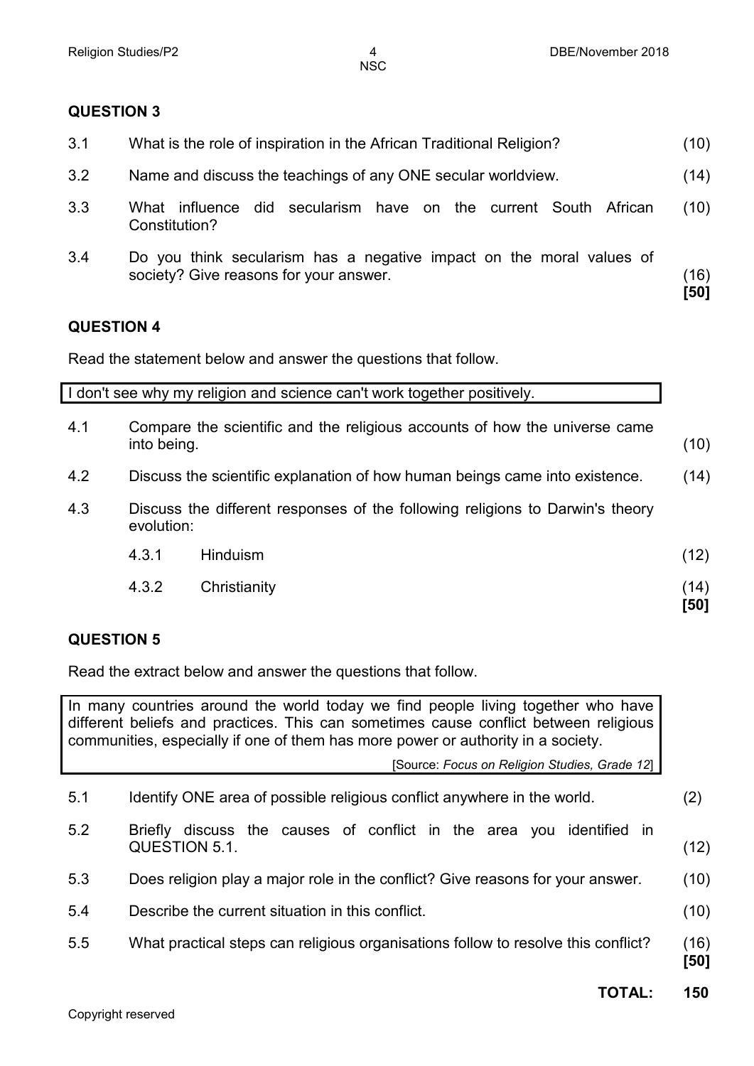## QUESTION 3

3.1 What is the role of inspiration in the African Traditional Religion? (10)

3.2 Name and discuss the teachings of any ONE secular worldview. (14)

3.3 What influence did secularism have on the current South African Constitution? (10)

3.4 Do you think secularism has a negative impact on the moral values of society? Give reasons for your answer. (16)

**[50]**

## QUESTION 4

Read the statement below and answer the questions that follow.

> I don't see why my religion and science can't work together positively.

4.1 Compare the scientific and the religious accounts of how the universe came into being. (10)

4.2 Discuss the scientific explanation of how human beings came into existence. (14)

4.3 Discuss the different responses of the following religions to Darwin's theory evolution:

4.3.1 Hinduism (12)

4.3.2 Christianity (14)

**[50]**

## QUESTION 5

Read the extract below and answer the questions that follow.

> In many countries around the world today we find people living together who have different beliefs and practices. This can sometimes cause conflict between religious communities, especially if one of them has more power or authority in a society.
>
> [Source: *Focus on Religion Studies, Grade 12*]

5.1 Identify ONE area of possible religious conflict anywhere in the world. (2)

5.2 Briefly discuss the causes of conflict in the area you identified in QUESTION 5.1. (12)

5.3 Does religion play a major role in the conflict? Give reasons for your answer. (10)

5.4 Describe the current situation in this conflict. (10)

5.5 What practical steps can religious organisations follow to resolve this conflict? (16)

**[50]**

**TOTAL: 150**